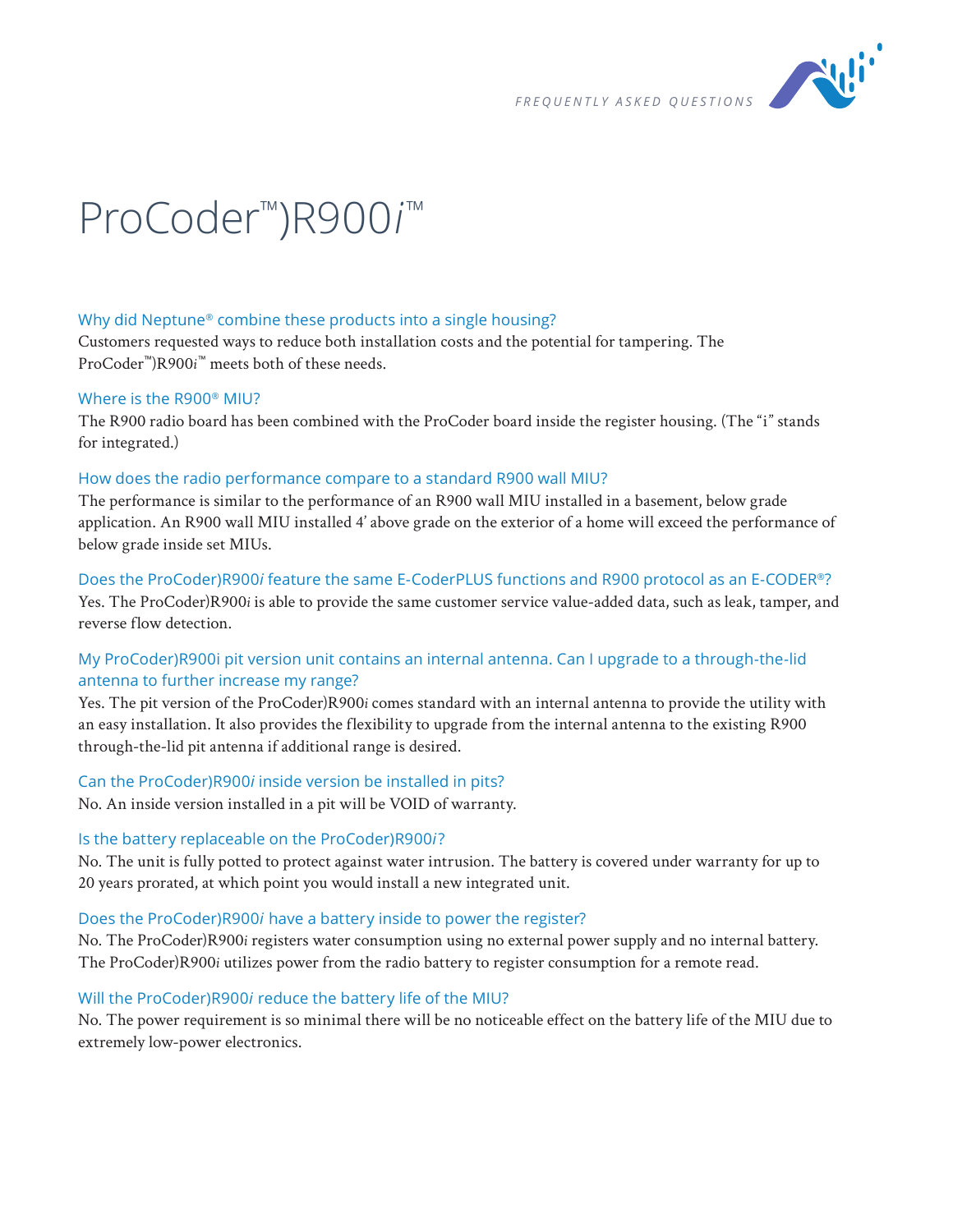# ProCoder™)R900*i*™

### Why did Neptune® combine these products into a single housing?

Customers requested ways to reduce both installation costs and the potential for tampering. The ProCoder™)R900*i*™ meets both of these needs.

### Where is the R900® MIU?

The R900 radio board has been combined with the ProCoder board inside the register housing. (The "i" stands for integrated.)

### How does the radio performance compare to a standard R900 wall MIU?

The performance is similar to the performance of an R900 wall MIU installed in a basement, below grade application. An R900 wall MIU installed 4' above grade on the exterior of a home will exceed the performance of below grade inside set MIUs.

### Does the ProCoder)R900*i* feature the same E-CoderPLUS functions and R900 protocol as an E-CODER®?

Yes. The ProCoder)R900*i* is able to provide the same customer service value-added data, such as leak, tamper, and reverse flow detection.

### My ProCoder)R900i pit version unit contains an internal antenna. Can I upgrade to a through-the-lid antenna to further increase my range?

Yes. The pit version of the ProCoder)R900*i* comes standard with an internal antenna to provide the utility with an easy installation. It also provides the flexibility to upgrade from the internal antenna to the existing R900 through-the-lid pit antenna if additional range is desired.

### Can the ProCoder)R900*i* inside version be installed in pits?

No. An inside version installed in a pit will be VOID of warranty.

### Is the battery replaceable on the ProCoder)R900*i*?

No. The unit is fully potted to protect against water intrusion. The battery is covered under warranty for up to 20 years prorated, at which point you would install a new integrated unit.

### Does the ProCoder)R900*i* have a battery inside to power the register?

No. The ProCoder)R900*i* registers water consumption using no external power supply and no internal battery. The ProCoder)R900*i* utilizes power from the radio battery to register consumption for a remote read.

### Will the ProCoder)R900*i* reduce the battery life of the MIU?

No. The power requirement is so minimal there will be no noticeable effect on the battery life of the MIU due to extremely low-power electronics.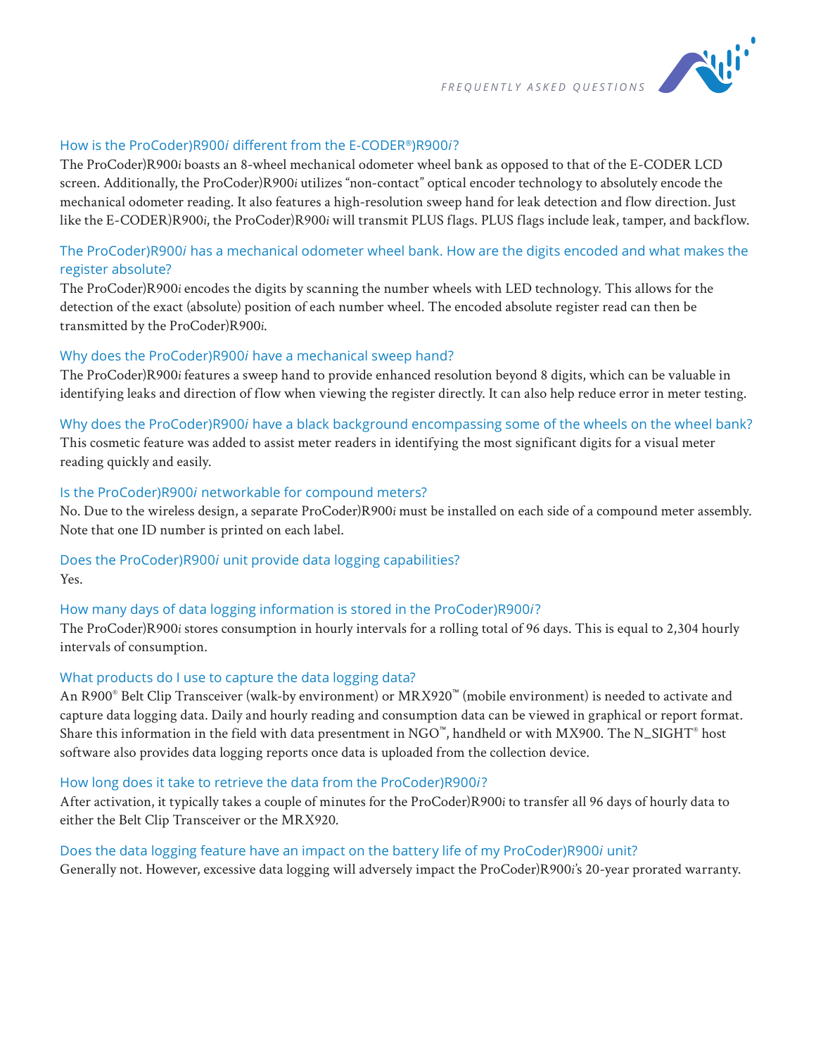## How is the ProCoder)R900*i* different from the E-CODER®)R900*i*?

The ProCoder)R900*i* boasts an 8-wheel mechanical odometer wheel bank as opposed to that of the E-CODER LCD screen. Additionally, the ProCoder)R900*i* utilizes "non-contact" optical encoder technology to absolutely encode the mechanical odometer reading. It also features a high-resolution sweep hand for leak detection and flow direction. Just like the E-CODER)R900*i*, the ProCoder)R900*i* will transmit PLUS flags. PLUS flags include leak, tamper, and backflow.

## The ProCoder)R900*i* has a mechanical odometer wheel bank. How are the digits encoded and what makes the register absolute?

The ProCoder)R900*i* encodes the digits by scanning the number wheels with LED technology. This allows for the detection of the exact (absolute) position of each number wheel. The encoded absolute register read can then be transmitted by the ProCoder)R900*i*.

## Why does the ProCoder)R900*i* have a mechanical sweep hand?

The ProCoder)R900*i* features a sweep hand to provide enhanced resolution beyond 8 digits, which can be valuable in identifying leaks and direction of flow when viewing the register directly. It can also help reduce error in meter testing.

## Why does the ProCoder)R900*i* have a black background encompassing some of the wheels on the wheel bank?

This cosmetic feature was added to assist meter readers in identifying the most significant digits for a visual meter reading quickly and easily.

## Is the ProCoder)R900*i* networkable for compound meters?

No. Due to the wireless design, a separate ProCoder)R900*i* must be installed on each side of a compound meter assembly. Note that one ID number is printed on each label.

## Does the ProCoder)R900*i* unit provide data logging capabilities?

Yes.

## How many days of data logging information is stored in the ProCoder)R900*i*?

The ProCoder)R900*i* stores consumption in hourly intervals for a rolling total of 96 days. This is equal to 2,304 hourly intervals of consumption.

## What products do I use to capture the data logging data?

An R900® Belt Clip Transceiver (walk-by environment) or MRX920™ (mobile environment) is needed to activate and capture data logging data. Daily and hourly reading and consumption data can be viewed in graphical or report format. Share this information in the field with data presentment in NGO™, handheld or with MX900. The N_SIGHT® host software also provides data logging reports once data is uploaded from the collection device.

## How long does it take to retrieve the data from the ProCoder)R900*i*?

After activation, it typically takes a couple of minutes for the ProCoder)R900*i* to transfer all 96 days of hourly data to either the Belt Clip Transceiver or the MRX920.

## Does the data logging feature have an impact on the battery life of my ProCoder)R900*i* unit?

Generally not. However, excessive data logging will adversely impact the ProCoder)R900*i*'s 20-year prorated warranty.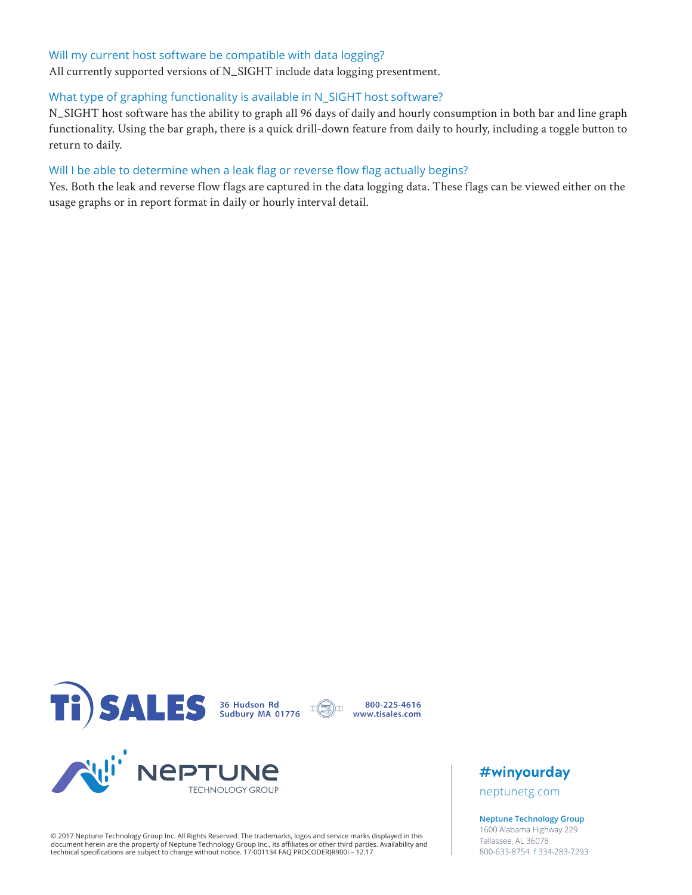### Will my current host software be compatible with data logging?

All currently supported versions of N_SIGHT include data logging presentment.

### What type of graphing functionality is available in N_SIGHT host software?

N_SIGHT host software has the ability to graph all 96 days of daily and hourly consumption in both bar and line graph functionality. Using the bar graph, there is a quick drill-down feature from daily to hourly, including a toggle button to return to daily.

### Will I be able to determine when a leak flag or reverse flow flag actually begins?

Yes. Both the leak and reverse flow flags are captured in the data logging data. These flags can be viewed either on the usage graphs or in report format in daily or hourly interval detail.

Ti SALES
36 Hudson Rd
Sudbury MA 01776
800-225-4616
www.tisales.com

NEPTUNE TECHNOLOGY GROUP

#winyourday

neptunetg.com

**Neptune Technology Group**
1600 Alabama Highway 229
Tallassee, AL 36078
800-633-8754 f 334-283-7293

© 2017 Neptune Technology Group Inc. All Rights Reserved. The trademarks, logos and service marks displayed in this document herein are the property of Neptune Technology Group Inc., its affiliates or other third parties. Availability and technical specifications are subject to change without notice. 17-001134 FAQ PROCODER)R900i – 12.17